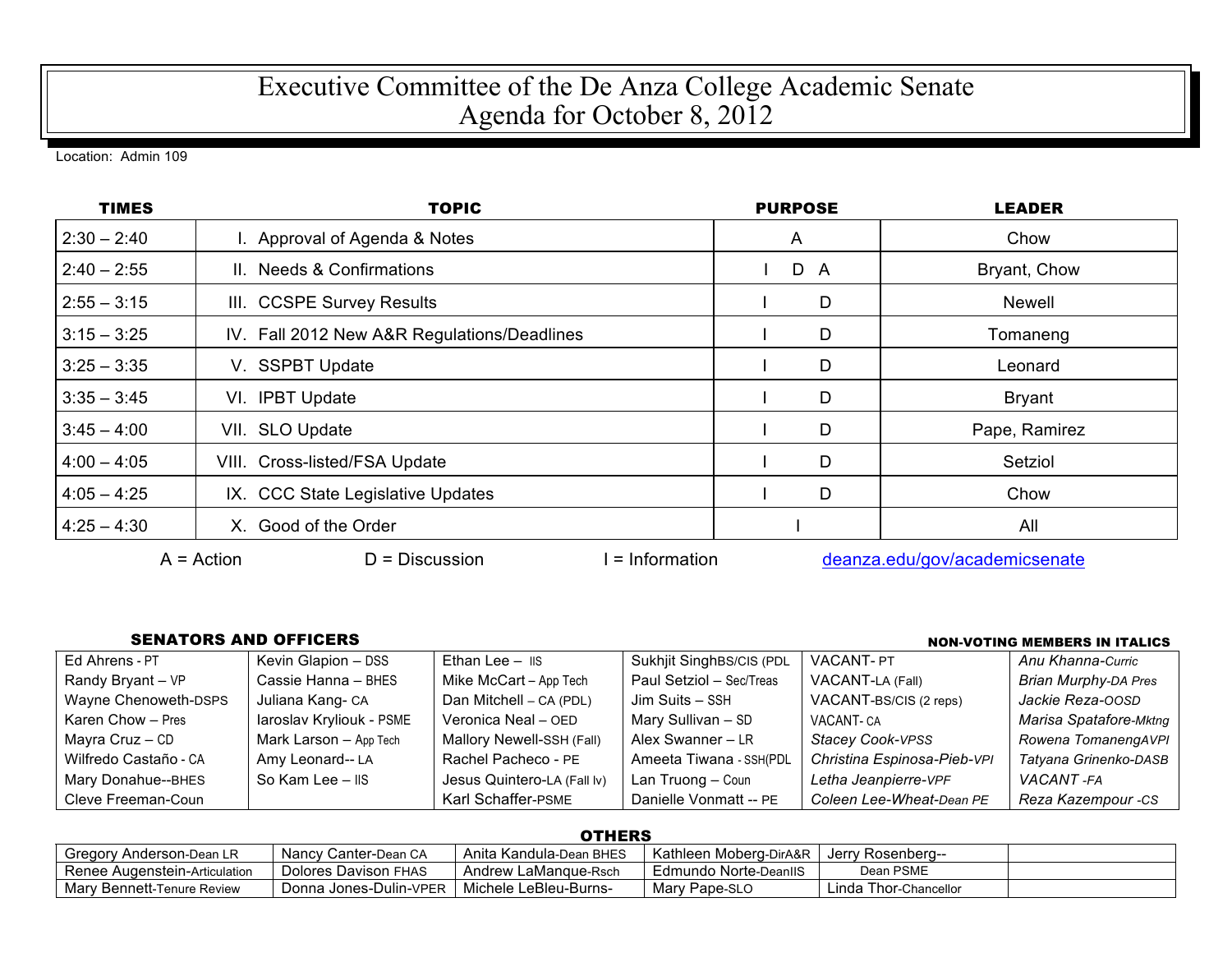# Executive Committee of the De Anza College Academic Senate
# Agenda for October 8, 2012

Location: Admin 109

| TIMES | TOPIC | PURPOSE | LEADER |
|---|---|---|---|
| 2:30 – 2:40 | I. Approval of Agenda & Notes | A | Chow |
| 2:40 – 2:55 | II. Needs & Confirmations | I D A | Bryant, Chow |
| 2:55 – 3:15 | III. CCSPE Survey Results | I D | Newell |
| 3:15 – 3:25 | IV. Fall 2012 New A&R Regulations/Deadlines | I D | Tomaneng |
| 3:25 – 3:35 | V. SSPBT Update | I D | Leonard |
| 3:35 – 3:45 | VI. IPBT Update | I D | Bryant |
| 3:45 – 4:00 | VII. SLO Update | I D | Pape, Ramirez |
| 4:00 – 4:05 | VIII. Cross-listed/FSA Update | I D | Setziol |
| 4:05 – 4:25 | IX. CCC State Legislative Updates | I D | Chow |
| 4:25 – 4:30 | X. Good of the Order | I | All |

A = Action D = Discussion I = Information deanza.edu/gov/academicsenate

**SENATORS AND OFFICERS** — **NON-VOTING MEMBERS IN ITALICS**

| | | | | | |
|---|---|---|---|---|---|
| Ed Ahrens - PT | Kevin Glapion – DSS | Ethan Lee – IIS | Sukhjit SinghBS/CIS (PDL | VACANT- PT | *Anu Khanna-Curric* |
| Randy Bryant – VP | Cassie Hanna – BHES | Mike McCart – App Tech | Paul Setziol – Sec/Treas | VACANT-LA (Fall) | *Brian Murphy-DA Pres* |
| Wayne Chenoweth-DSPS | Juliana Kang- CA | Dan Mitchell – CA (PDL) | Jim Suits – SSH | VACANT-BS/CIS (2 reps) | *Jackie Reza-OOSD* |
| Karen Chow – Pres | Iaroslav Krylıouk - PSME | Veronica Neal – OED | Mary Sullivan – SD | VACANT- CA | *Marisa Spatafore-Mktng* |
| Mayra Cruz – CD | Mark Larson – App Tech | Mallory Newell-SSH (Fall) | Alex Swanner – LR | *Stacey Cook-VPSS* | *Rowena TomanengAVPI* |
| Wilfredo Castaño - CA | Amy Leonard-- LA | Rachel Pacheco - PE | Ameeta Tiwana - SSH(PDL | *Christina Espinosa-Pieb-VPI* | *Tatyana Grinenko-DASB* |
| Mary Donahue--BHES | So Kam Lee – IIS | Jesus Quintero-LA (Fall lv) | Lan Truong – Coun | *Letha Jeanpierre-VPF* | *VACANT -FA* |
| Cleve Freeman-Coun | | Karl Schaffer-PSME | Danielle Vonmatt -- PE | *Coleen Lee-Wheat-Dean PE* | *Reza Kazempour -CS* |

**OTHERS**

| | | | | | |
|---|---|---|---|---|---|
| Gregory Anderson-Dean LR | Nancy Canter-Dean CA | Anita Kandula-Dean BHES | Kathleen Moberg-DirA&R | Jerry Rosenberg-- | |
| Renee Augenstein-Articulation | Dolores Davison FHAS | Andrew LaManque-Rsch | Edmundo Norte-DeanIIS | Dean PSME | |
| Mary Bennett-Tenure Review | Donna Jones-Dulin-VPER | Michele LeBleu-Burns- | Mary Pape-SLO | Linda Thor-Chancellor | |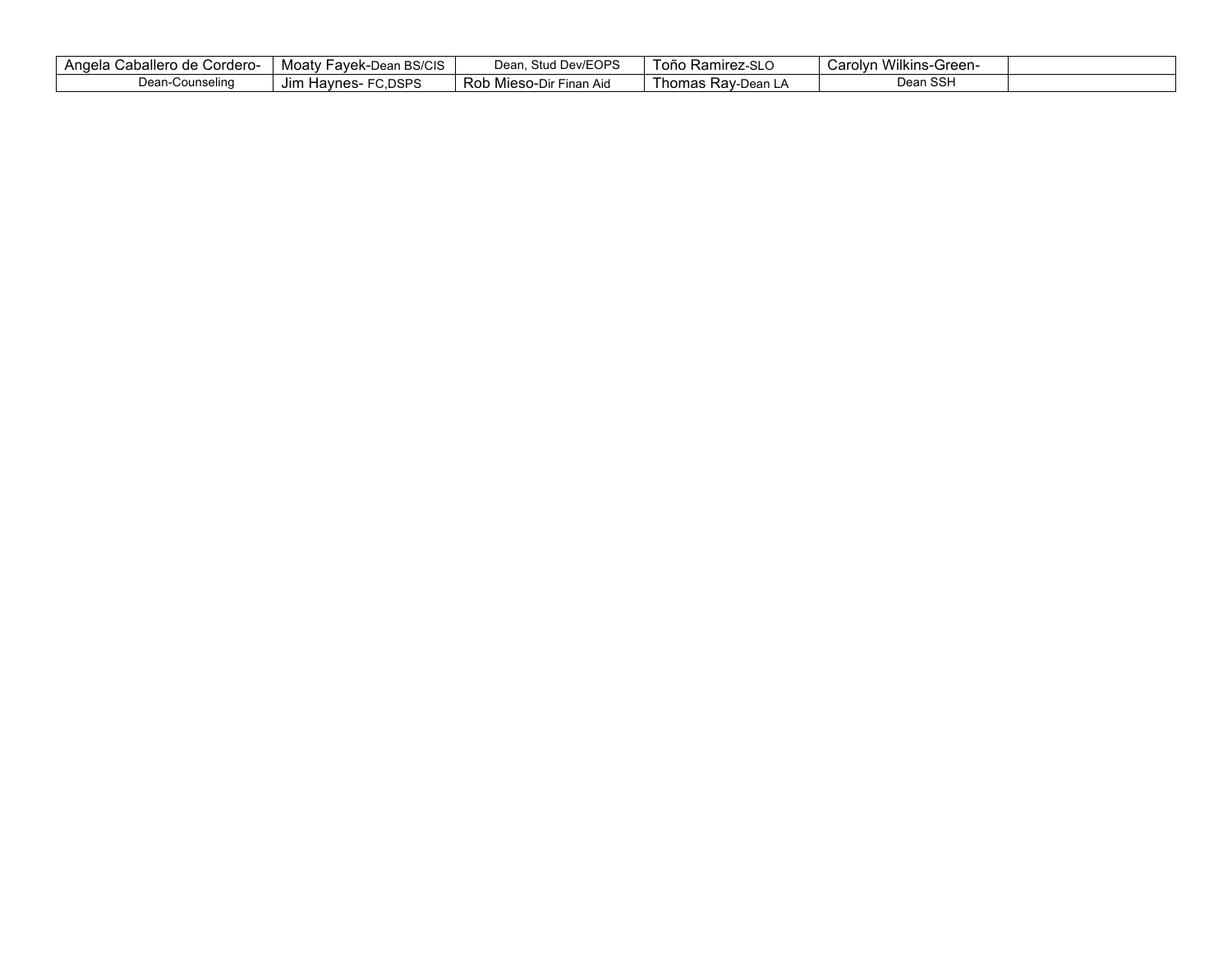| | | | | | |
|---|---|---|---|---|---|
| Angela Caballero de Cordero-Dean-Counseling | Moaty Fayek-Dean BS/CIS | Dean, Stud Dev/EOPS | Toño Ramirez-SLO | Carolyn Wilkins-Green-Dean SSH | |
| | Jim Haynes- FC,DSPS | Rob Mieso-Dir Finan Aid | Thomas Ray-Dean LA | | |